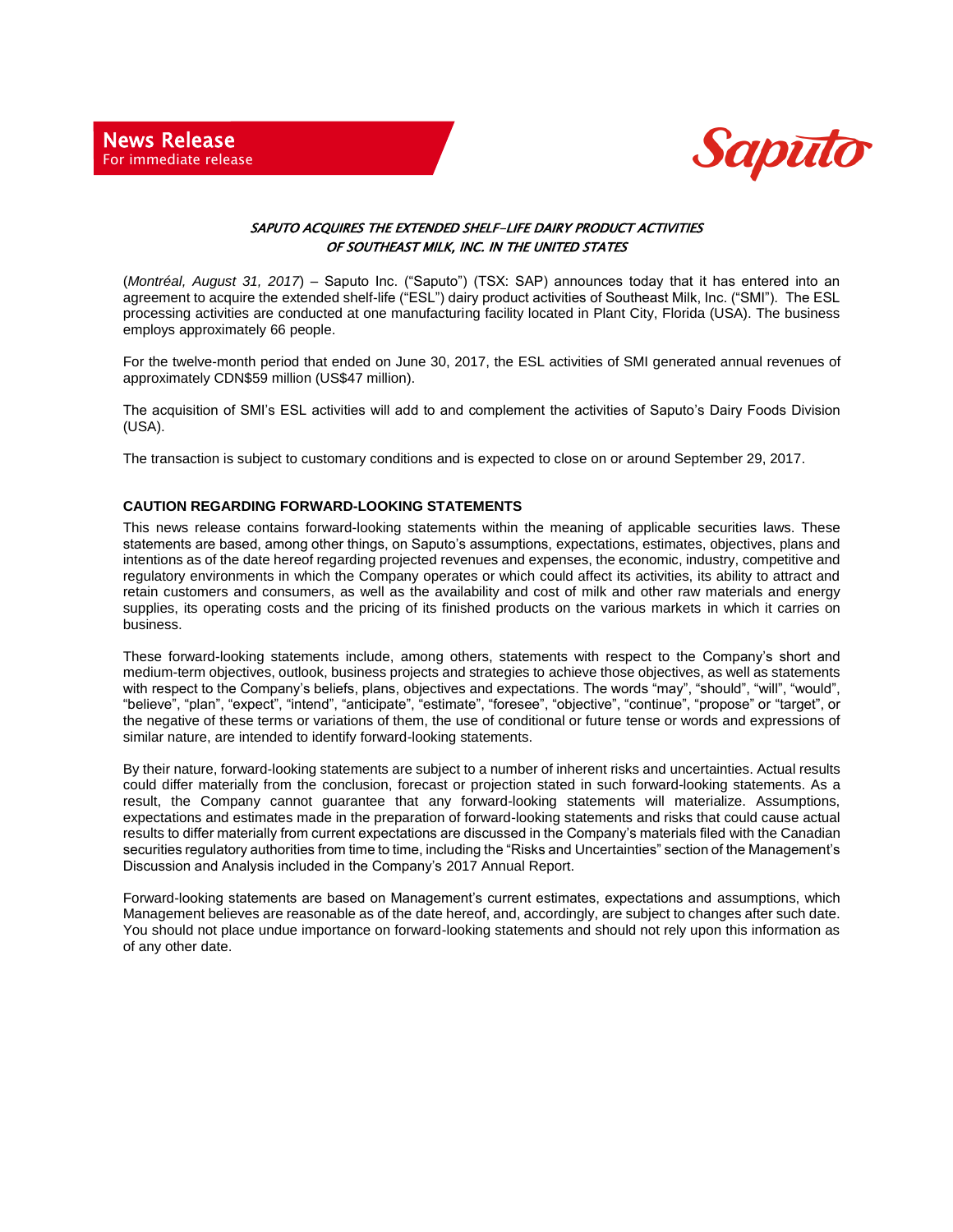**News Release**
For immediate release

Saputo

# *SAPUTO ACQUIRES THE EXTENDED SHELF-LIFE DAIRY PRODUCT ACTIVITIES OF SOUTHEAST MILK, INC. IN THE UNITED STATES*

(*Montréal, August 31, 2017*) – Saputo Inc. ("Saputo") (TSX: SAP) announces today that it has entered into an agreement to acquire the extended shelf-life ("ESL") dairy product activities of Southeast Milk, Inc. ("SMI"). The ESL processing activities are conducted at one manufacturing facility located in Plant City, Florida (USA). The business employs approximately 66 people.

For the twelve-month period that ended on June 30, 2017, the ESL activities of SMI generated annual revenues of approximately CDN$59 million (US$47 million).

The acquisition of SMI's ESL activities will add to and complement the activities of Saputo's Dairy Foods Division (USA).

The transaction is subject to customary conditions and is expected to close on or around September 29, 2017.

## CAUTION REGARDING FORWARD-LOOKING STATEMENTS

This news release contains forward-looking statements within the meaning of applicable securities laws. These statements are based, among other things, on Saputo's assumptions, expectations, estimates, objectives, plans and intentions as of the date hereof regarding projected revenues and expenses, the economic, industry, competitive and regulatory environments in which the Company operates or which could affect its activities, its ability to attract and retain customers and consumers, as well as the availability and cost of milk and other raw materials and energy supplies, its operating costs and the pricing of its finished products on the various markets in which it carries on business.

These forward-looking statements include, among others, statements with respect to the Company's short and medium-term objectives, outlook, business projects and strategies to achieve those objectives, as well as statements with respect to the Company's beliefs, plans, objectives and expectations. The words "may", "should", "will", "would", "believe", "plan", "expect", "intend", "anticipate", "estimate", "foresee", "objective", "continue", "propose" or "target", or the negative of these terms or variations of them, the use of conditional or future tense or words and expressions of similar nature, are intended to identify forward-looking statements.

By their nature, forward-looking statements are subject to a number of inherent risks and uncertainties. Actual results could differ materially from the conclusion, forecast or projection stated in such forward-looking statements. As a result, the Company cannot guarantee that any forward-looking statements will materialize. Assumptions, expectations and estimates made in the preparation of forward-looking statements and risks that could cause actual results to differ materially from current expectations are discussed in the Company's materials filed with the Canadian securities regulatory authorities from time to time, including the "Risks and Uncertainties" section of the Management's Discussion and Analysis included in the Company's 2017 Annual Report.

Forward-looking statements are based on Management's current estimates, expectations and assumptions, which Management believes are reasonable as of the date hereof, and, accordingly, are subject to changes after such date. You should not place undue importance on forward-looking statements and should not rely upon this information as of any other date.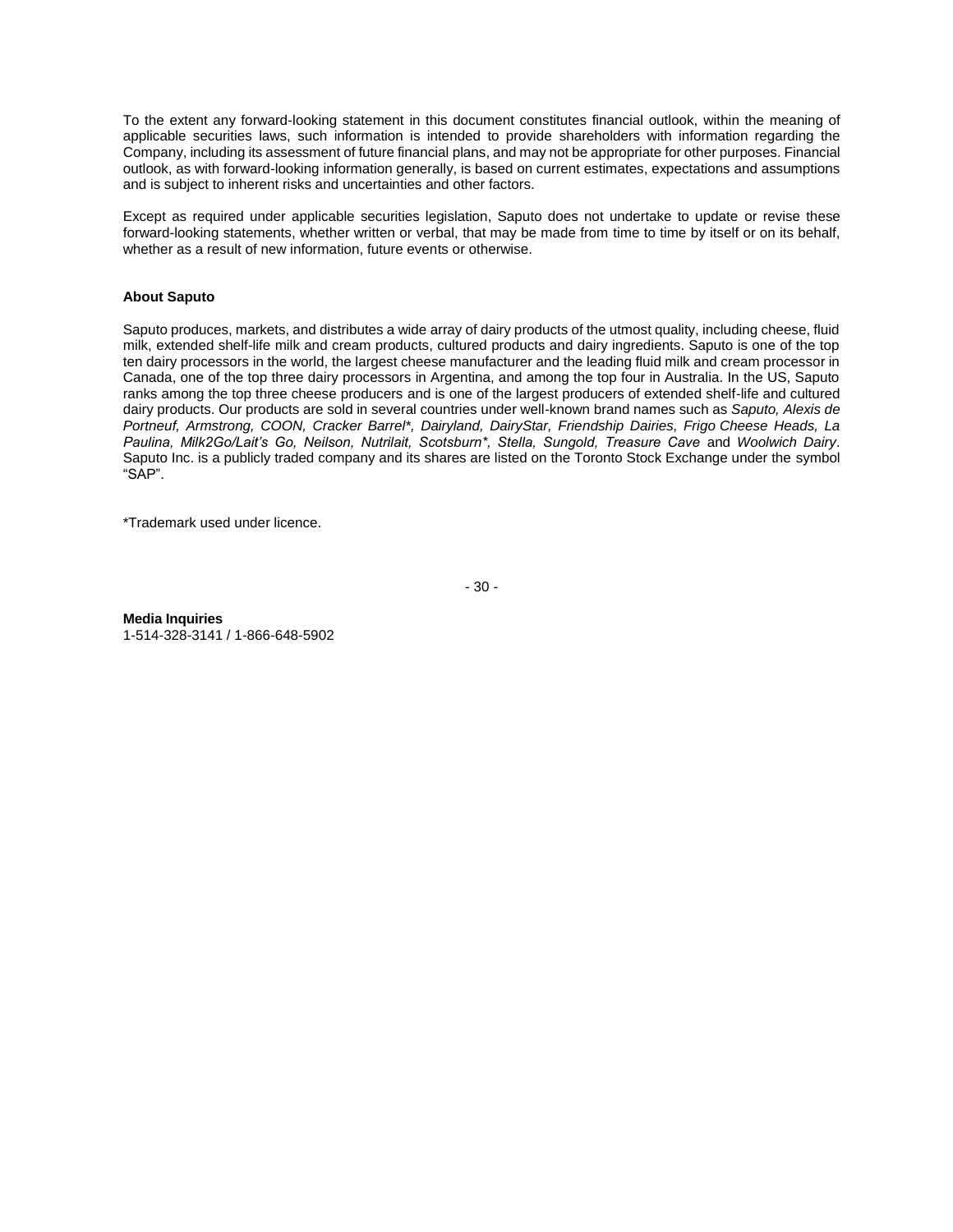To the extent any forward-looking statement in this document constitutes financial outlook, within the meaning of applicable securities laws, such information is intended to provide shareholders with information regarding the Company, including its assessment of future financial plans, and may not be appropriate for other purposes. Financial outlook, as with forward-looking information generally, is based on current estimates, expectations and assumptions and is subject to inherent risks and uncertainties and other factors.

Except as required under applicable securities legislation, Saputo does not undertake to update or revise these forward-looking statements, whether written or verbal, that may be made from time to time by itself or on its behalf, whether as a result of new information, future events or otherwise.

**About Saputo**

Saputo produces, markets, and distributes a wide array of dairy products of the utmost quality, including cheese, fluid milk, extended shelf-life milk and cream products, cultured products and dairy ingredients. Saputo is one of the top ten dairy processors in the world, the largest cheese manufacturer and the leading fluid milk and cream processor in Canada, one of the top three dairy processors in Argentina, and among the top four in Australia. In the US, Saputo ranks among the top three cheese producers and is one of the largest producers of extended shelf-life and cultured dairy products. Our products are sold in several countries under well-known brand names such as *Saputo, Alexis de Portneuf, Armstrong, COON, Cracker Barrel*, Dairyland, DairyStar, Friendship Dairies, Frigo Cheese Heads, La Paulina, Milk2Go/Lait's Go, Neilson, Nutrilait, Scotsburn*, Stella, Sungold, Treasure Cave* and *Woolwich Dairy*. Saputo Inc. is a publicly traded company and its shares are listed on the Toronto Stock Exchange under the symbol "SAP".

*Trademark used under licence.

\- 30 -

**Media Inquiries**
1-514-328-3141 / 1-866-648-5902